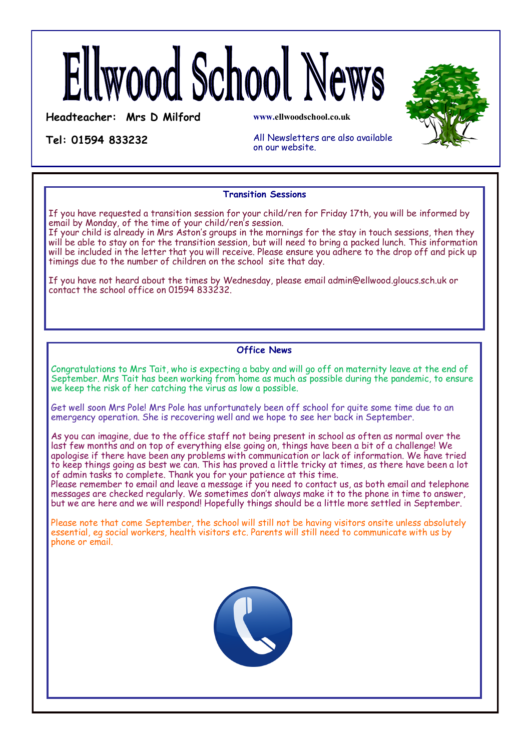# Ellwood School News

**Headteacher: Mrs D Milford**

**Tel: 01594 833232**

**www.ellwoodschool.co.uk**

All Newsletters are also available on our website.

## Transition Sessions

If you have requested a transition session for your child/ren for Friday 17th, you will be informed by email by Monday, of the time of your child/ren's session.
If your child is already in Mrs Aston's groups in the mornings for the stay in touch sessions, then they will be able to stay on for the transition session, but will need to bring a packed lunch. This information will be included in the letter that you will receive. Please ensure you adhere to the drop off and pick up timings due to the number of children on the school site that day.

If you have not heard about the times by Wednesday, please email admin@ellwood.gloucs.sch.uk or contact the school office on 01594 833232.

## Office News

Congratulations to Mrs Tait, who is expecting a baby and will go off on maternity leave at the end of September. Mrs Tait has been working from home as much as possible during the pandemic, to ensure we keep the risk of her catching the virus as low a possible.

Get well soon Mrs Pole! Mrs Pole has unfortunately been off school for quite some time due to an emergency operation. She is recovering well and we hope to see her back in September.

As you can imagine, due to the office staff not being present in school as often as normal over the last few months and on top of everything else going on, things have been a bit of a challenge! We apologise if there have been any problems with communication or lack of information. We have tried to keep things going as best we can. This has proved a little tricky at times, as there have been a lot of admin tasks to complete. Thank you for your patience at this time.
Please remember to email and leave a message if you need to contact us, as both email and telephone messages are checked regularly. We sometimes don't always make it to the phone in time to answer, but we are here and we will respond! Hopefully things should be a little more settled in September.

Please note that come September, the school will still not be having visitors onsite unless absolutely essential, eg social workers, health visitors etc. Parents will still need to communicate with us by phone or email.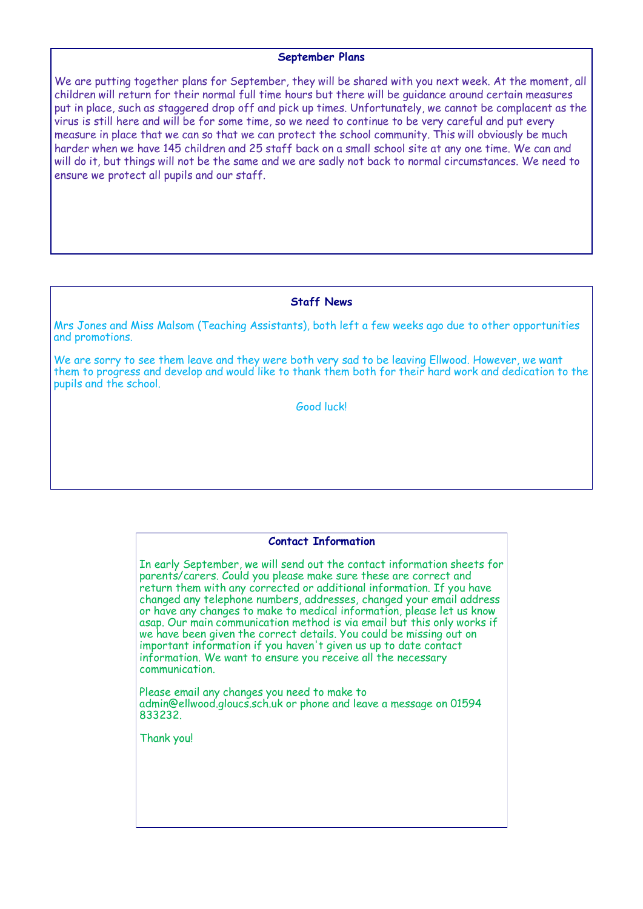## September Plans

We are putting together plans for September, they will be shared with you next week. At the moment, all children will return for their normal full time hours but there will be guidance around certain measures put in place, such as staggered drop off and pick up times. Unfortunately, we cannot be complacent as the virus is still here and will be for some time, so we need to continue to be very careful and put every measure in place that we can so that we can protect the school community. This will obviously be much harder when we have 145 children and 25 staff back on a small school site at any one time. We can and will do it, but things will not be the same and we are sadly not back to normal circumstances. We need to ensure we protect all pupils and our staff.

## Staff News

Mrs Jones and Miss Malsom (Teaching Assistants), both left a few weeks ago due to other opportunities and promotions.

We are sorry to see them leave and they were both very sad to be leaving Ellwood. However, we want them to progress and develop and would like to thank them both for their hard work and dedication to the pupils and the school.

Good luck!

## Contact Information

In early September, we will send out the contact information sheets for parents/carers. Could you please make sure these are correct and return them with any corrected or additional information. If you have changed any telephone numbers, addresses, changed your email address or have any changes to make to medical information, please let us know asap. Our main communication method is via email but this only works if we have been given the correct details. You could be missing out on important information if you haven't given us up to date contact information. We want to ensure you receive all the necessary communication.

Please email any changes you need to make to admin@ellwood.gloucs.sch.uk or phone and leave a message on 01594 833232.

Thank you!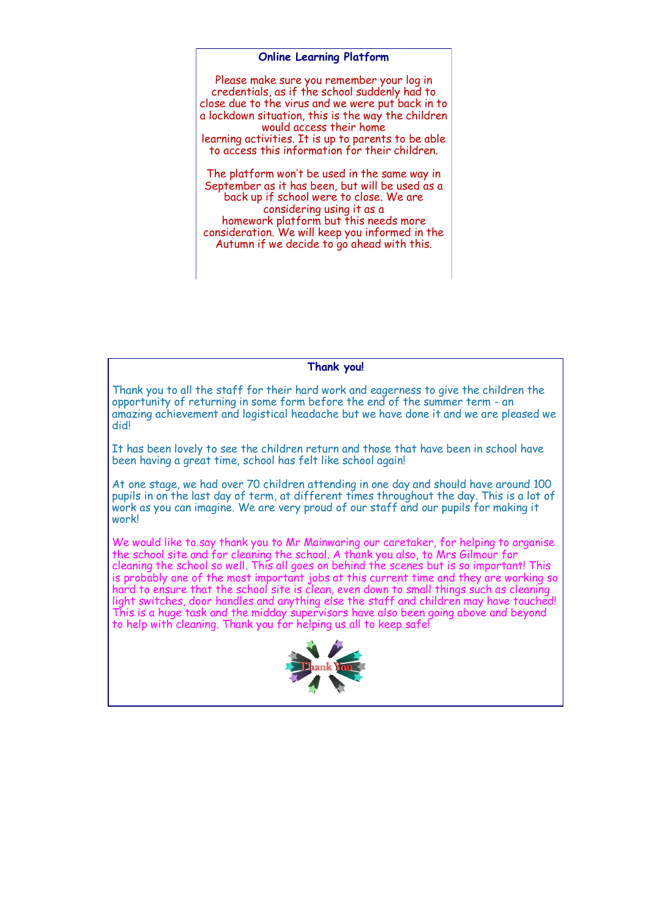## Online Learning Platform

Please make sure you remember your log in credentials, as if the school suddenly had to close due to the virus and we were put back in to a lockdown situation, this is the way the children would access their home learning activities. It is up to parents to be able to access this information for their children.

The platform won't be used in the same way in September as it has been, but will be used as a back up if school were to close. We are considering using it as a homework platform but this needs more consideration. We will keep you informed in the Autumn if we decide to go ahead with this.

## Thank you!

Thank you to all the staff for their hard work and eagerness to give the children the opportunity of returning in some form before the end of the summer term - an amazing achievement and logistical headache but we have done it and we are pleased we did!

It has been lovely to see the children return and those that have been in school have been having a great time, school has felt like school again!

At one stage, we had over 70 children attending in one day and should have around 100 pupils in on the last day of term, at different times throughout the day. This is a lot of work as you can imagine. We are very proud of our staff and our pupils for making it work!

We would like to say thank you to Mr Mainwaring our caretaker, for helping to organise the school site and for cleaning the school. A thank you also, to Mrs Gilmour for cleaning the school so well. This all goes on behind the scenes but is so important! This is probably one of the most important jobs at this current time and they are working so hard to ensure that the school site is clean, even down to small things such as cleaning light switches, door handles and anything else the staff and children may have touched! This is a huge task and the midday supervisors have also been going above and beyond to help with cleaning. Thank you for helping us all to keep safe!

Thank You